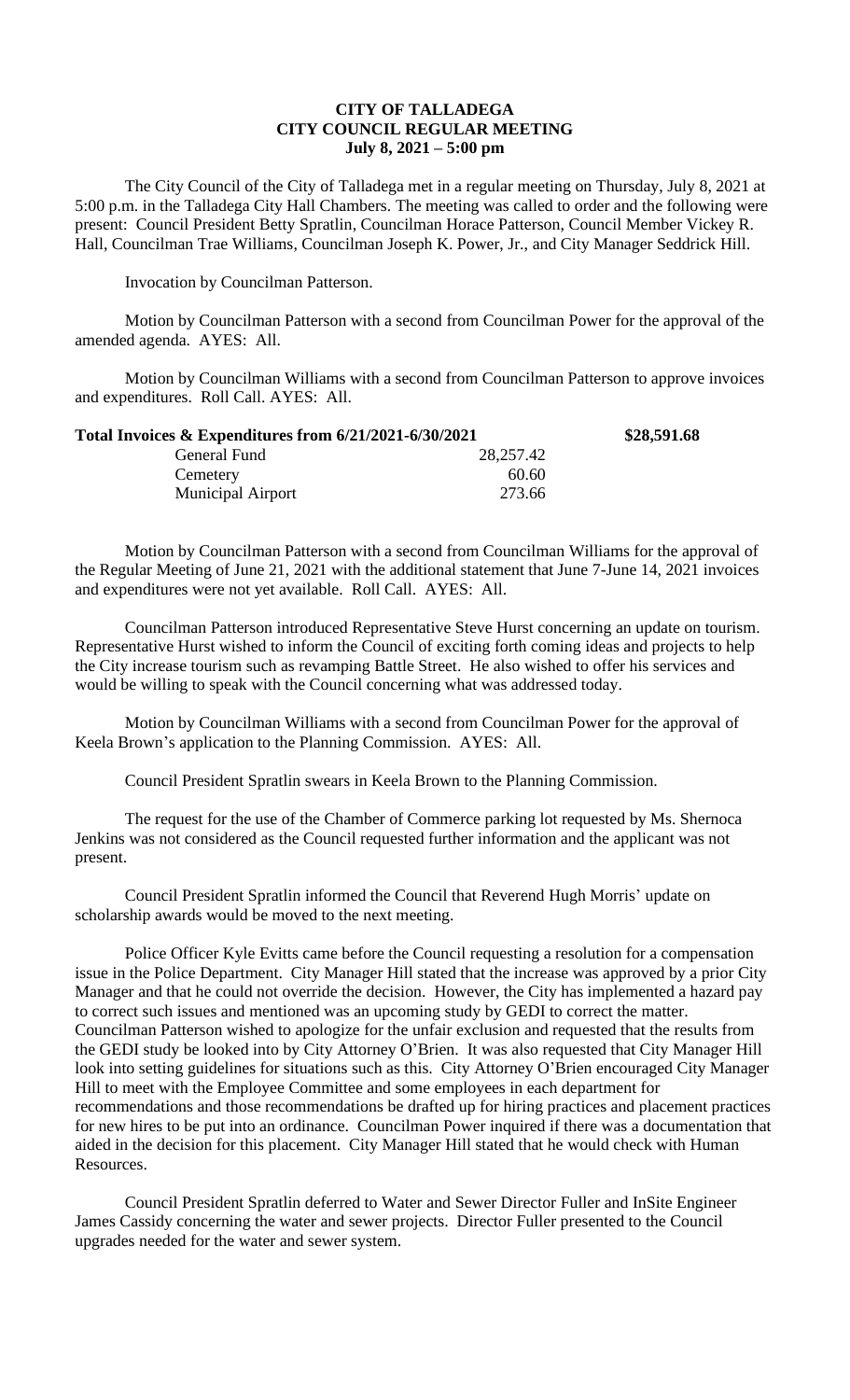# CITY OF TALLADEGA
## CITY COUNCIL REGULAR MEETING
### July 8, 2021 – 5:00 pm

The City Council of the City of Talladega met in a regular meeting on Thursday, July 8, 2021 at 5:00 p.m. in the Talladega City Hall Chambers. The meeting was called to order and the following were present: Council President Betty Spratlin, Councilman Horace Patterson, Council Member Vickey R. Hall, Councilman Trae Williams, Councilman Joseph K. Power, Jr., and City Manager Seddrick Hill.

Invocation by Councilman Patterson.

Motion by Councilman Patterson with a second from Councilman Power for the approval of the amended agenda. AYES: All.

Motion by Councilman Williams with a second from Councilman Patterson to approve invoices and expenditures. Roll Call. AYES: All.

| **Total Invoices & Expenditures from 6/21/2021-6/30/2021** | | **$28,591.68** |
|---|---|---|
| General Fund | 28,257.42 | |
| Cemetery | 60.60 | |
| Municipal Airport | 273.66 | |

Motion by Councilman Patterson with a second from Councilman Williams for the approval of the Regular Meeting of June 21, 2021 with the additional statement that June 7-June 14, 2021 invoices and expenditures were not yet available. Roll Call. AYES: All.

Councilman Patterson introduced Representative Steve Hurst concerning an update on tourism. Representative Hurst wished to inform the Council of exciting forth coming ideas and projects to help the City increase tourism such as revamping Battle Street. He also wished to offer his services and would be willing to speak with the Council concerning what was addressed today.

Motion by Councilman Williams with a second from Councilman Power for the approval of Keela Brown's application to the Planning Commission. AYES: All.

Council President Spratlin swears in Keela Brown to the Planning Commission.

The request for the use of the Chamber of Commerce parking lot requested by Ms. Shernoca Jenkins was not considered as the Council requested further information and the applicant was not present.

Council President Spratlin informed the Council that Reverend Hugh Morris' update on scholarship awards would be moved to the next meeting.

Police Officer Kyle Evitts came before the Council requesting a resolution for a compensation issue in the Police Department. City Manager Hill stated that the increase was approved by a prior City Manager and that he could not override the decision. However, the City has implemented a hazard pay to correct such issues and mentioned was an upcoming study by GEDI to correct the matter. Councilman Patterson wished to apologize for the unfair exclusion and requested that the results from the GEDI study be looked into by City Attorney O'Brien. It was also requested that City Manager Hill look into setting guidelines for situations such as this. City Attorney O'Brien encouraged City Manager Hill to meet with the Employee Committee and some employees in each department for recommendations and those recommendations be drafted up for hiring practices and placement practices for new hires to be put into an ordinance. Councilman Power inquired if there was a documentation that aided in the decision for this placement. City Manager Hill stated that he would check with Human Resources.

Council President Spratlin deferred to Water and Sewer Director Fuller and InSite Engineer James Cassidy concerning the water and sewer projects. Director Fuller presented to the Council upgrades needed for the water and sewer system.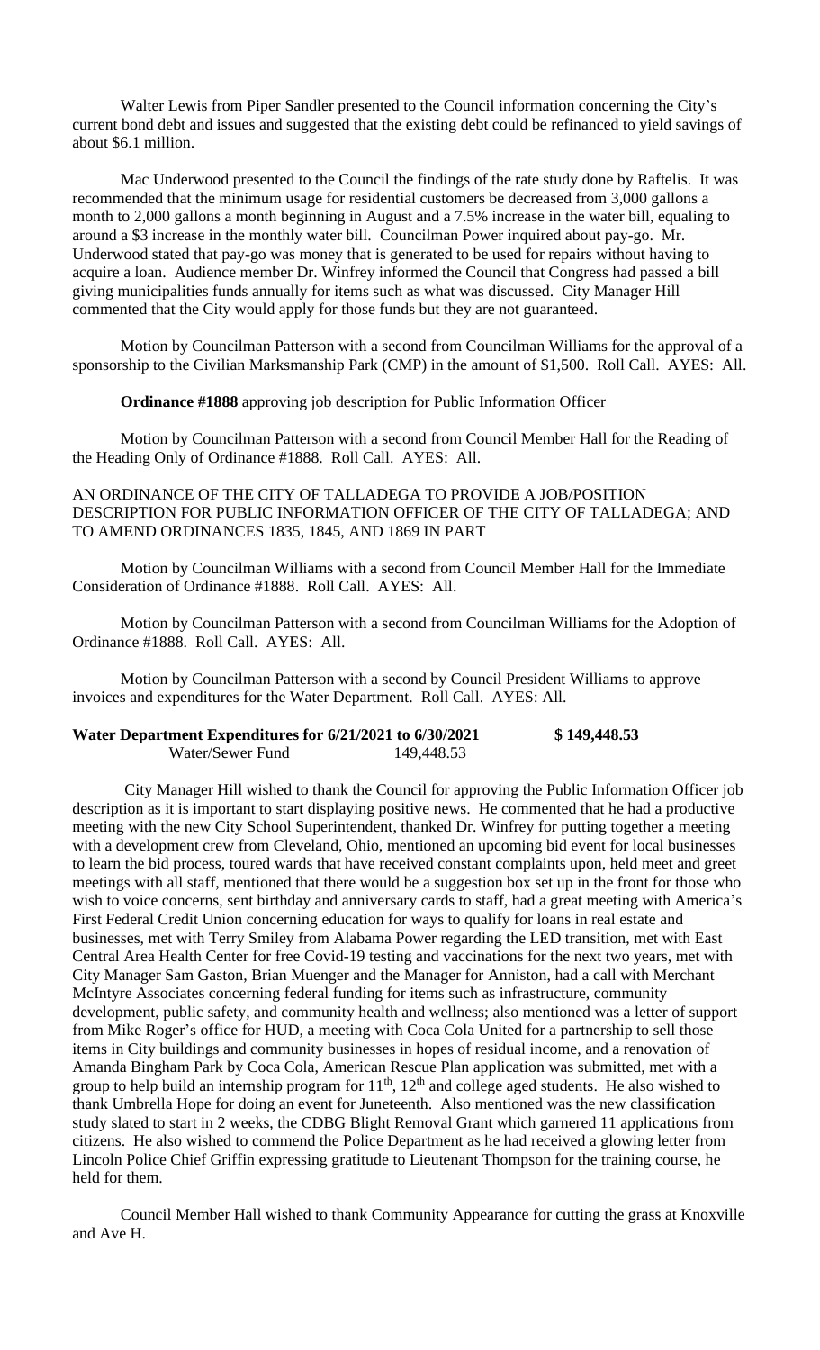Walter Lewis from Piper Sandler presented to the Council information concerning the City's current bond debt and issues and suggested that the existing debt could be refinanced to yield savings of about $6.1 million.

Mac Underwood presented to the Council the findings of the rate study done by Raftelis. It was recommended that the minimum usage for residential customers be decreased from 3,000 gallons a month to 2,000 gallons a month beginning in August and a 7.5% increase in the water bill, equaling to around a $3 increase in the monthly water bill. Councilman Power inquired about pay-go. Mr. Underwood stated that pay-go was money that is generated to be used for repairs without having to acquire a loan. Audience member Dr. Winfrey informed the Council that Congress had passed a bill giving municipalities funds annually for items such as what was discussed. City Manager Hill commented that the City would apply for those funds but they are not guaranteed.

Motion by Councilman Patterson with a second from Councilman Williams for the approval of a sponsorship to the Civilian Marksmanship Park (CMP) in the amount of $1,500. Roll Call. AYES: All.

**Ordinance #1888** approving job description for Public Information Officer

Motion by Councilman Patterson with a second from Council Member Hall for the Reading of the Heading Only of Ordinance #1888. Roll Call. AYES: All.

AN ORDINANCE OF THE CITY OF TALLADEGA TO PROVIDE A JOB/POSITION DESCRIPTION FOR PUBLIC INFORMATION OFFICER OF THE CITY OF TALLADEGA; AND TO AMEND ORDINANCES 1835, 1845, AND 1869 IN PART

Motion by Councilman Williams with a second from Council Member Hall for the Immediate Consideration of Ordinance #1888. Roll Call. AYES: All.

Motion by Councilman Patterson with a second from Councilman Williams for the Adoption of Ordinance #1888. Roll Call. AYES: All.

Motion by Councilman Patterson with a second by Council President Williams to approve invoices and expenditures for the Water Department. Roll Call. AYES: All.

| **Water Department Expenditures for 6/21/2021 to 6/30/2021** | | **$ 149,448.53** |
|---|---|---|
| Water/Sewer Fund | 149,448.53 | |

City Manager Hill wished to thank the Council for approving the Public Information Officer job description as it is important to start displaying positive news. He commented that he had a productive meeting with the new City School Superintendent, thanked Dr. Winfrey for putting together a meeting with a development crew from Cleveland, Ohio, mentioned an upcoming bid event for local businesses to learn the bid process, toured wards that have received constant complaints upon, held meet and greet meetings with all staff, mentioned that there would be a suggestion box set up in the front for those who wish to voice concerns, sent birthday and anniversary cards to staff, had a great meeting with America's First Federal Credit Union concerning education for ways to qualify for loans in real estate and businesses, met with Terry Smiley from Alabama Power regarding the LED transition, met with East Central Area Health Center for free Covid-19 testing and vaccinations for the next two years, met with City Manager Sam Gaston, Brian Muenger and the Manager for Anniston, had a call with Merchant McIntyre Associates concerning federal funding for items such as infrastructure, community development, public safety, and community health and wellness; also mentioned was a letter of support from Mike Roger's office for HUD, a meeting with Coca Cola United for a partnership to sell those items in City buildings and community businesses in hopes of residual income, and a renovation of Amanda Bingham Park by Coca Cola, American Rescue Plan application was submitted, met with a group to help build an internship program for 11th, 12th and college aged students. He also wished to thank Umbrella Hope for doing an event for Juneteenth. Also mentioned was the new classification study slated to start in 2 weeks, the CDBG Blight Removal Grant which garnered 11 applications from citizens. He also wished to commend the Police Department as he had received a glowing letter from Lincoln Police Chief Griffin expressing gratitude to Lieutenant Thompson for the training course, he held for them.

Council Member Hall wished to thank Community Appearance for cutting the grass at Knoxville and Ave H.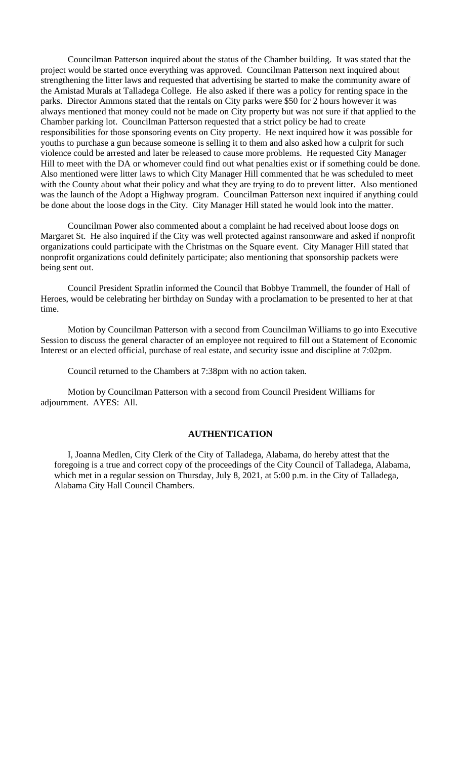Councilman Patterson inquired about the status of the Chamber building. It was stated that the project would be started once everything was approved. Councilman Patterson next inquired about strengthening the litter laws and requested that advertising be started to make the community aware of the Amistad Murals at Talladega College. He also asked if there was a policy for renting space in the parks. Director Ammons stated that the rentals on City parks were $50 for 2 hours however it was always mentioned that money could not be made on City property but was not sure if that applied to the Chamber parking lot. Councilman Patterson requested that a strict policy be had to create responsibilities for those sponsoring events on City property. He next inquired how it was possible for youths to purchase a gun because someone is selling it to them and also asked how a culprit for such violence could be arrested and later be released to cause more problems. He requested City Manager Hill to meet with the DA or whomever could find out what penalties exist or if something could be done. Also mentioned were litter laws to which City Manager Hill commented that he was scheduled to meet with the County about what their policy and what they are trying to do to prevent litter. Also mentioned was the launch of the Adopt a Highway program. Councilman Patterson next inquired if anything could be done about the loose dogs in the City. City Manager Hill stated he would look into the matter.

Councilman Power also commented about a complaint he had received about loose dogs on Margaret St. He also inquired if the City was well protected against ransomware and asked if nonprofit organizations could participate with the Christmas on the Square event. City Manager Hill stated that nonprofit organizations could definitely participate; also mentioning that sponsorship packets were being sent out.

Council President Spratlin informed the Council that Bobbye Trammell, the founder of Hall of Heroes, would be celebrating her birthday on Sunday with a proclamation to be presented to her at that time.

Motion by Councilman Patterson with a second from Councilman Williams to go into Executive Session to discuss the general character of an employee not required to fill out a Statement of Economic Interest or an elected official, purchase of real estate, and security issue and discipline at 7:02pm.

Council returned to the Chambers at 7:38pm with no action taken.

Motion by Councilman Patterson with a second from Council President Williams for adjournment. AYES: All.

## AUTHENTICATION

I, Joanna Medlen, City Clerk of the City of Talladega, Alabama, do hereby attest that the foregoing is a true and correct copy of the proceedings of the City Council of Talladega, Alabama, which met in a regular session on Thursday, July 8, 2021, at 5:00 p.m. in the City of Talladega, Alabama City Hall Council Chambers.